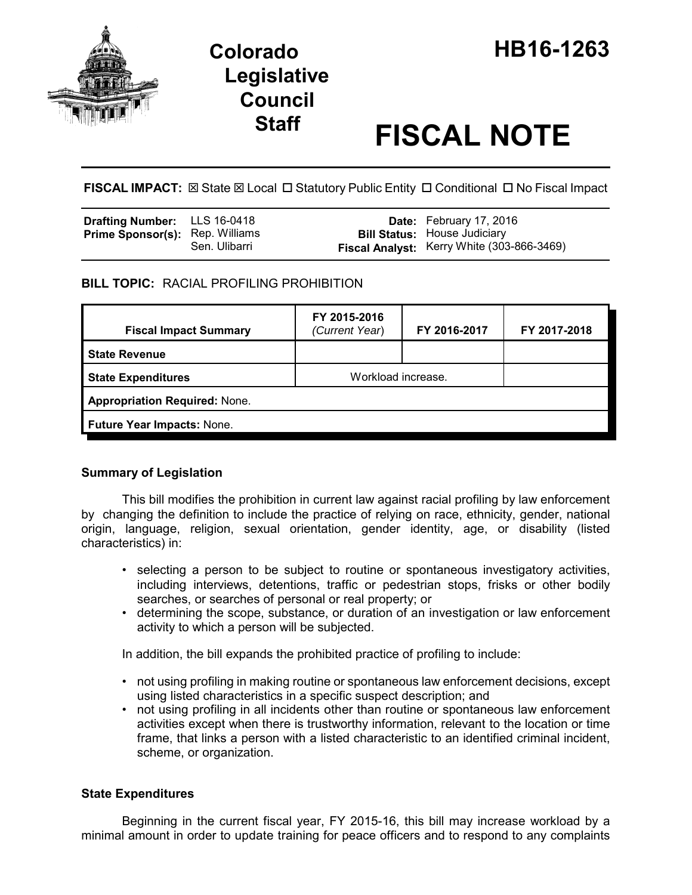# Colorado Legislative Council Staff

# HB16-1263

# FISCAL NOTE

**FISCAL IMPACT:** ☒ State ☒ Local ☐ Statutory Public Entity ☐ Conditional ☐ No Fiscal Impact

| | | | |
|---|---|---|---|
| **Drafting Number:** | LLS 16-0418 | **Date:** | February 17, 2016 |
| **Prime Sponsor(s):** | Rep. Williams<br>Sen. Ulibarri | **Bill Status:** | House Judiciary |
| | | **Fiscal Analyst:** | Kerry White (303-866-3469) |

**BILL TOPIC:** RACIAL PROFILING PROHIBITION

| Fiscal Impact Summary | FY 2015-2016 *(Current Year)* | FY 2016-2017 | FY 2017-2018 |
|---|---|---|---|
| **State Revenue** | | | |
| **State Expenditures** | Workload increase. | | |
| **Appropriation Required:** None. | | | |
| **Future Year Impacts:** None. | | | |

### Summary of Legislation

This bill modifies the prohibition in current law against racial profiling by law enforcement by changing the definition to include the practice of relying on race, ethnicity, gender, national origin, language, religion, sexual orientation, gender identity, age, or disability (listed characteristics) in:

- selecting a person to be subject to routine or spontaneous investigatory activities, including interviews, detentions, traffic or pedestrian stops, frisks or other bodily searches, or searches of personal or real property; or
- determining the scope, substance, or duration of an investigation or law enforcement activity to which a person will be subjected.

In addition, the bill expands the prohibited practice of profiling to include:

- not using profiling in making routine or spontaneous law enforcement decisions, except using listed characteristics in a specific suspect description; and
- not using profiling in all incidents other than routine or spontaneous law enforcement activities except when there is trustworthy information, relevant to the location or time frame, that links a person with a listed characteristic to an identified criminal incident, scheme, or organization.

### State Expenditures

Beginning in the current fiscal year, FY 2015-16, this bill may increase workload by a minimal amount in order to update training for peace officers and to respond to any complaints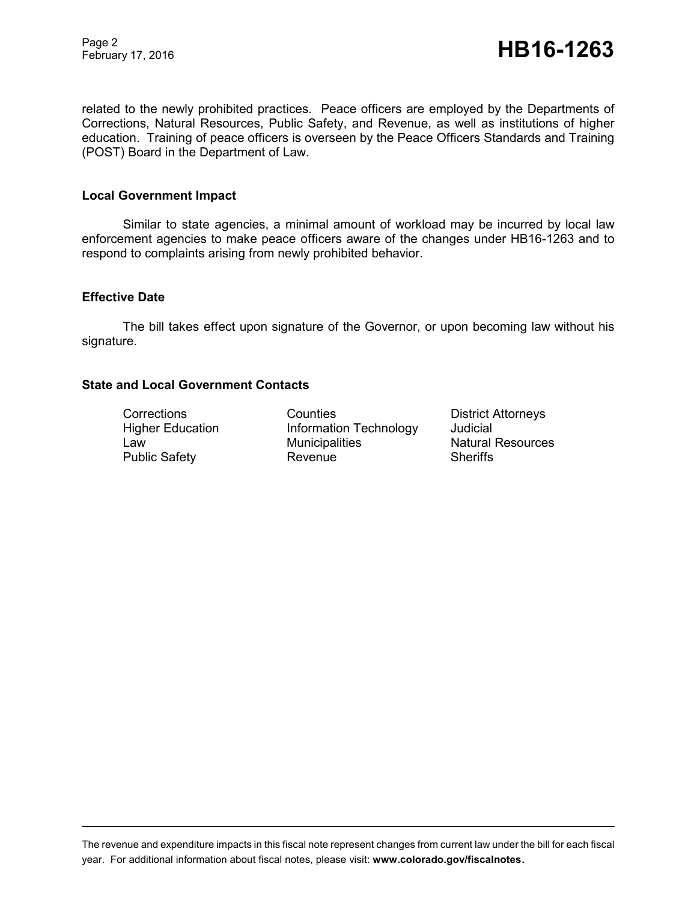related to the newly prohibited practices. Peace officers are employed by the Departments of Corrections, Natural Resources, Public Safety, and Revenue, as well as institutions of higher education. Training of peace officers is overseen by the Peace Officers Standards and Training (POST) Board in the Department of Law.

### Local Government Impact

Similar to state agencies, a minimal amount of workload may be incurred by local law enforcement agencies to make peace officers aware of the changes under HB16-1263 and to respond to complaints arising from newly prohibited behavior.

### Effective Date

The bill takes effect upon signature of the Governor, or upon becoming law without his signature.

### State and Local Government Contacts

| | | |
|---|---|---|
| Corrections | Counties | District Attorneys |
| Higher Education | Information Technology | Judicial |
| Law | Municipalities | Natural Resources |
| Public Safety | Revenue | Sheriffs |

The revenue and expenditure impacts in this fiscal note represent changes from current law under the bill for each fiscal year. For additional information about fiscal notes, please visit: **www.colorado.gov/fiscalnotes.**